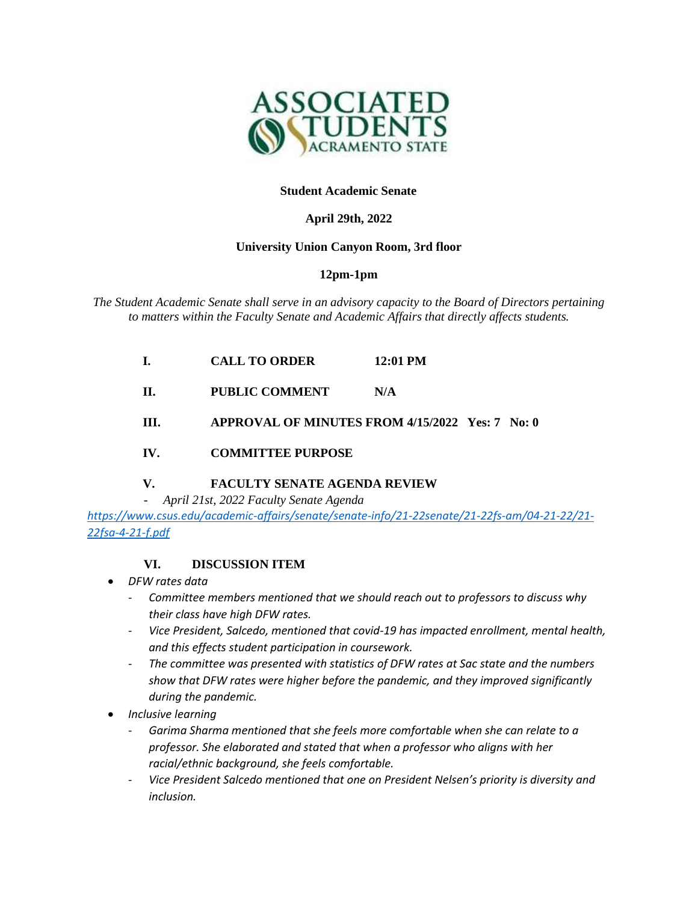**Student Academic Senate**

**April 29th, 2022**

**University Union Canyon Room, 3rd floor**

**12pm-1pm**

*The Student Academic Senate shall serve in an advisory capacity to the Board of Directors pertaining to matters within the Faculty Senate and Academic Affairs that directly affects students.*

**I. CALL TO ORDER 12:01 PM**

**II. PUBLIC COMMENT N/A**

**III. APPROVAL OF MINUTES FROM 4/15/2022 Yes: 7 No: 0**

**IV. COMMITTEE PURPOSE**

**V. FACULTY SENATE AGENDA REVIEW**

- *April 21st, 2022 Faculty Senate Agenda*

*https://www.csus.edu/academic-affairs/senate/senate-info/21-22senate/21-22fs-am/04-21-22/21-22fsa-4-21-f.pdf*

**VI. DISCUSSION ITEM**

- *DFW rates data*
  - *Committee members mentioned that we should reach out to professors to discuss why their class have high DFW rates.*
  - *Vice President, Salcedo, mentioned that covid-19 has impacted enrollment, mental health, and this effects student participation in coursework.*
  - *The committee was presented with statistics of DFW rates at Sac state and the numbers show that DFW rates were higher before the pandemic, and they improved significantly during the pandemic.*
- *Inclusive learning*
  - *Garima Sharma mentioned that she feels more comfortable when she can relate to a professor. She elaborated and stated that when a professor who aligns with her racial/ethnic background, she feels comfortable.*
  - *Vice President Salcedo mentioned that one on President Nelsen's priority is diversity and inclusion.*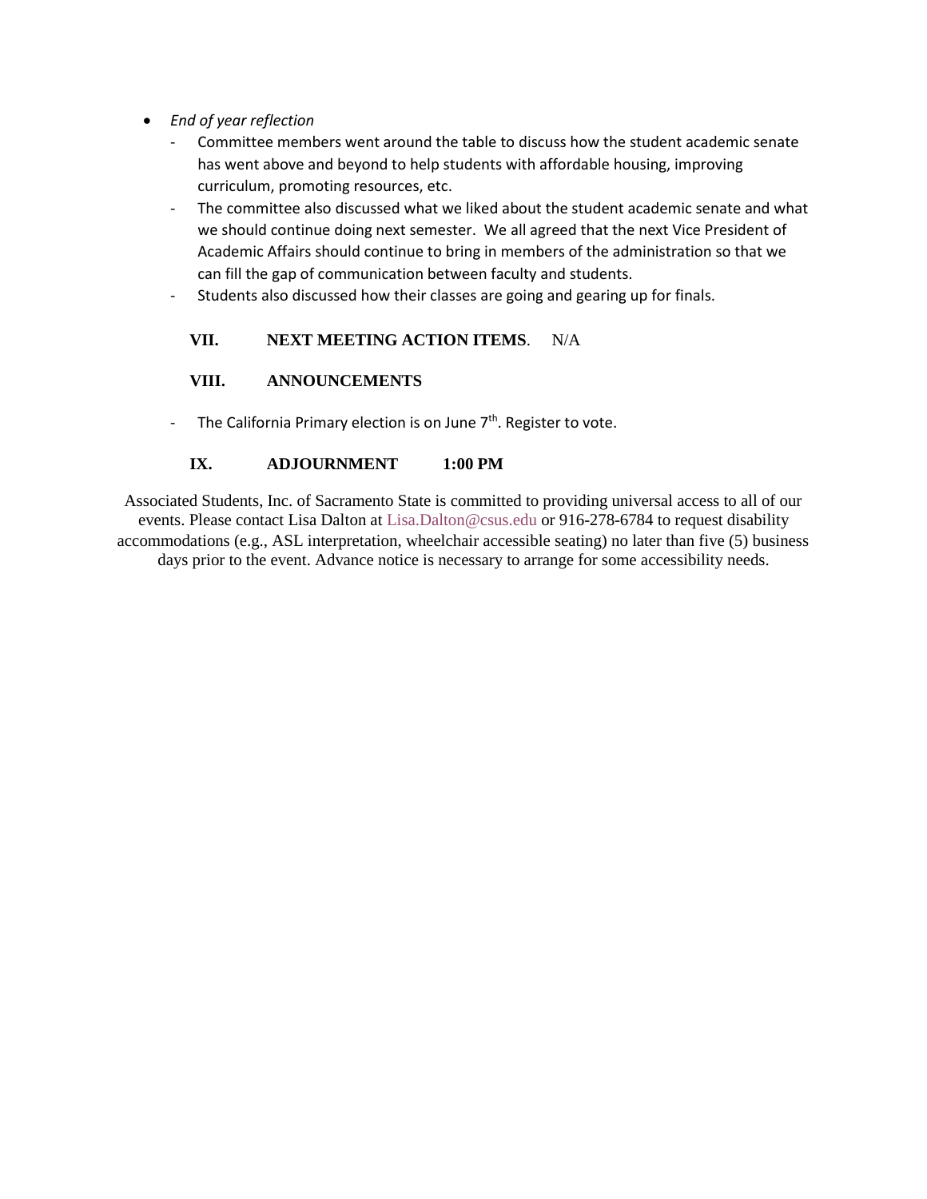- *End of year reflection*
  - Committee members went around the table to discuss how the student academic senate has went above and beyond to help students with affordable housing, improving curriculum, promoting resources, etc.
  - The committee also discussed what we liked about the student academic senate and what we should continue doing next semester. We all agreed that the next Vice President of Academic Affairs should continue to bring in members of the administration so that we can fill the gap of communication between faculty and students.
  - Students also discussed how their classes are going and gearing up for finals.

**VII. NEXT MEETING ACTION ITEMS**. N/A

**VIII. ANNOUNCEMENTS**

- The California Primary election is on June 7th. Register to vote.

**IX. ADJOURNMENT 1:00 PM**

Associated Students, Inc. of Sacramento State is committed to providing universal access to all of our events. Please contact Lisa Dalton at Lisa.Dalton@csus.edu or 916-278-6784 to request disability accommodations (e.g., ASL interpretation, wheelchair accessible seating) no later than five (5) business days prior to the event. Advance notice is necessary to arrange for some accessibility needs.